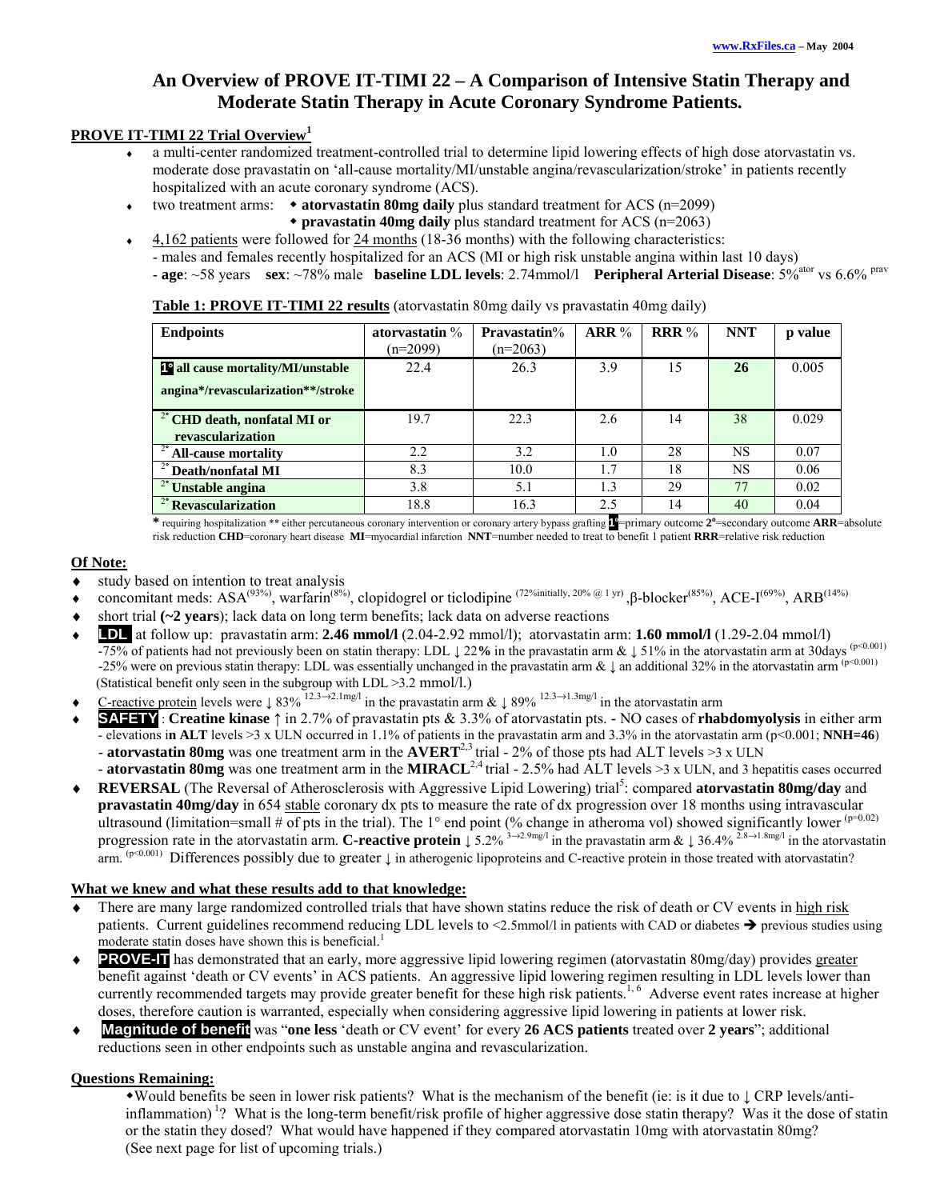# An Overview of PROVE IT-TIMI 22 – A Comparison of Intensive Statin Therapy and Moderate Statin Therapy in Acute Coronary Syndrome Patients.

## PROVE IT-TIMI 22 Trial Overview[1]

- a multi-center randomized treatment-controlled trial to determine lipid lowering effects of high dose atorvastatin vs. moderate dose pravastatin on 'all-cause mortality/MI/unstable angina/revascularization/stroke' in patients recently hospitalized with an acute coronary syndrome (ACS).
- two treatment arms:
  - **atorvastatin 80mg daily** plus standard treatment for ACS (n=2099)
  - **pravastatin 40mg daily** plus standard treatment for ACS (n=2063)
- 4,162 patients were followed for 24 months (18-36 months) with the following characteristics:
  - males and females recently hospitalized for an ACS (MI or high risk unstable angina within last 10 days)
  - **age**: ~58 years **sex**: ~78% male **baseline LDL levels**: 2.74mmol/l **Peripheral Arterial Disease**: 5%[ator] vs 6.6% [prav]

**Table 1: PROVE IT-TIMI 22 results** (atorvastatin 80mg daily vs pravastatin 40mg daily)

| Endpoints | atorvastatin % (n=2099) | Pravastatin% (n=2063) | ARR % | RRR % | NNT | p value |
|---|---|---|---|---|---|---|
| **1° all cause mortality/MI/unstable angina*/revascularization**/stroke** | 22.4 | 26.3 | 3.9 | 15 | **26** | 0.005 |
| 2° **CHD death, nonfatal MI or revascularization** | 19.7 | 22.3 | 2.6 | 14 | 38 | 0.029 |
| 2° **All-cause mortality** | 2.2 | 3.2 | 1.0 | 28 | NS | 0.07 |
| 2° **Death/nonfatal MI** | 8.3 | 10.0 | 1.7 | 18 | NS | 0.06 |
| 2° **Unstable angina** | 3.8 | 5.1 | 1.3 | 29 | 77 | 0.02 |
| 2° **Revascularization** | 18.8 | 16.3 | 2.5 | 14 | 40 | 0.04 |

\* requiring hospitalization ** either percutaneous coronary intervention or coronary artery bypass grafting **1°**=primary outcome **2°**=secondary outcome **ARR**=absolute risk reduction **CHD**=coronary heart disease **MI**=myocardial infarction **NNT**=number needed to treat to benefit 1 patient **RRR**=relative risk reduction

## Of Note:

- study based on intention to treat analysis
- concomitant meds: ASA[93%], warfarin[8%], clopidogrel or ticlodipine [72% initially, 20% @ 1 yr], β-blocker[85%], ACE-I[69%], ARB[14%]
- short trial **(~2 years)**; lack data on long term benefits; lack data on adverse reactions
- **LDL** at follow up: pravastatin arm: **2.46 mmol/l** (2.04-2.92 mmol/l); atorvastatin arm: **1.60 mmol/l** (1.29-2.04 mmol/l)
  - -75% of patients had not previously been on statin therapy: LDL ↓ 22**%** in the pravastatin arm & ↓ 51% in the atorvastatin arm at 30days ($p<0.001$)
  - -25% were on previous statin therapy: LDL was essentially unchanged in the pravastatin arm & ↓ an additional 32% in the atorvastatin arm ($p<0.001$)
  - (Statistical benefit only seen in the subgroup with LDL >3.2 mmol/l.)
- C-reactive protein levels were ↓ 83% [12.3→2.1mg/l] in the pravastatin arm & ↓ 89% [12.3→1.3mg/l] in the atorvastatin arm
- **SAFETY** : **Creatine kinase** ↑ in 2.7% of pravastatin pts & 3.3% of atorvastatin pts. - NO cases of **rhabdomyolysis** in either arm
  - elevations i**n ALT** levels >3 x ULN occurred in 1.1% of patients in the pravastatin arm and 3.3% in the atorvastatin arm (p<0.001; **NNH=46**)
  - **atorvastatin 80mg** was one treatment arm in the **AVERT**[2,3] trial - 2% of those pts had ALT levels >3 x ULN
  - **atorvastatin 80mg** was one treatment arm in the **MIRACL**[2,4] trial - 2.5% had ALT levels >3 x ULN, and 3 hepatitis cases occurred
- **REVERSAL** (The Reversal of Atherosclerosis with Aggressive Lipid Lowering) trial[5]: compared **atorvastatin 80mg/day** and **pravastatin 40mg/day** in 654 stable coronary dx pts to measure the rate of dx progression over 18 months using intravascular ultrasound (limitation=small # of pts in the trial). The 1° end point (% change in atheroma vol) showed significantly lower ($p=0.02$) progression rate in the atorvastatin arm. **C-reactive protein** ↓ 5.2% [3→2.9mg/l] in the pravastatin arm & ↓ 36.4% [2.8→1.8mg/l] in the atorvastatin arm. ($p<0.001$) Differences possibly due to greater ↓ in atherogenic lipoproteins and C-reactive protein in those treated with atorvastatin?

## What we knew and what these results add to that knowledge:

- There are many large randomized controlled trials that have shown statins reduce the risk of death or CV events in high risk patients. Current guidelines recommend reducing LDL levels to <2.5mmol/l in patients with CAD or diabetes ➔ previous studies using moderate statin doses have shown this is beneficial.[1]
- **PROVE-IT** has demonstrated that an early, more aggressive lipid lowering regimen (atorvastatin 80mg/day) provides greater benefit against 'death or CV events' in ACS patients. An aggressive lipid lowering regimen resulting in LDL levels lower than currently recommended targets may provide greater benefit for these high risk patients.[1, 6] Adverse event rates increase at higher doses, therefore caution is warranted, especially when considering aggressive lipid lowering in patients at lower risk.
- **Magnitude of benefit** was "**one less** 'death or CV event' for every **26 ACS patients** treated over **2 years**"; additional reductions seen in other endpoints such as unstable angina and revascularization.

## Questions Remaining:

- Would benefits be seen in lower risk patients? What is the mechanism of the benefit (ie: is it due to ↓ CRP levels/anti-inflammation)[1]? What is the long-term benefit/risk profile of higher aggressive dose statin therapy? Was it the dose of statin or the statin they dosed? What would have happened if they compared atorvastatin 10mg with atorvastatin 80mg? (See next page for list of upcoming trials.)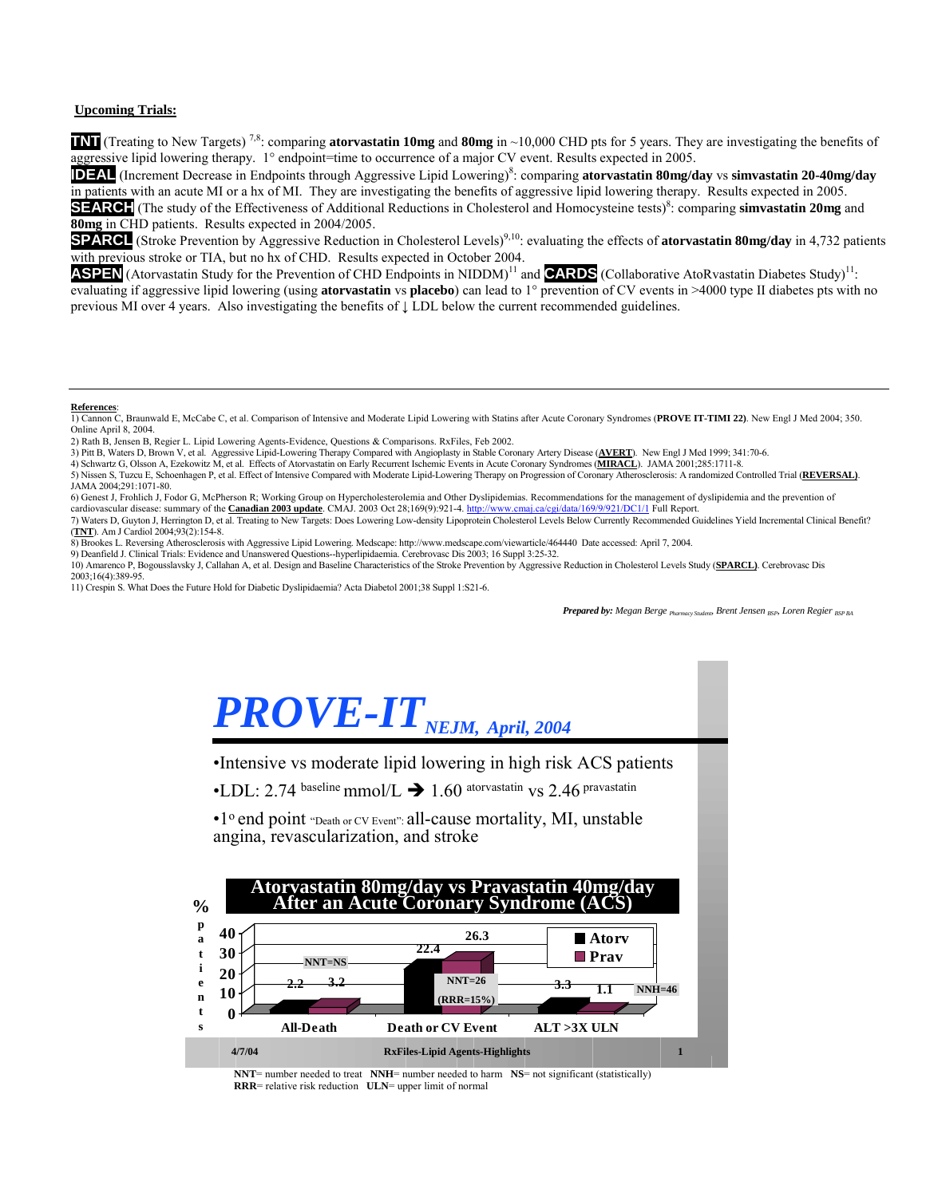**Upcoming Trials:**

**TNT** (Treating to New Targets) [7,8]: comparing **atorvastatin 10mg** and **80mg** in ~10,000 CHD pts for 5 years. They are investigating the benefits of aggressive lipid lowering therapy. 1° endpoint=time to occurrence of a major CV event. Results expected in 2005.

**IDEAL** (Increment Decrease in Endpoints through Aggressive Lipid Lowering)[8]: comparing **atorvastatin 80mg/day** vs **simvastatin 20-40mg/day** in patients with an acute MI or a hx of MI. They are investigating the benefits of aggressive lipid lowering therapy. Results expected in 2005.

**SEARCH** (The study of the Effectiveness of Additional Reductions in Cholesterol and Homocysteine tests)[8]: comparing **simvastatin 20mg** and **80mg** in CHD patients. Results expected in 2004/2005.

**SPARCL** (Stroke Prevention by Aggressive Reduction in Cholesterol Levels)[9,10]: evaluating the effects of **atorvastatin 80mg/day** in 4,732 patients with previous stroke or TIA, but no hx of CHD. Results expected in October 2004.

**ASPEN** (Atorvastatin Study for the Prevention of CHD Endpoints in NIDDM)[11] and **CARDS** (Collaborative AtoRvastatin Diabetes Study)[11]: evaluating if aggressive lipid lowering (using **atorvastatin** vs **placebo**) can lead to 1° prevention of CV events in >4000 type II diabetes pts with no previous MI over 4 years. Also investigating the benefits of ↓ LDL below the current recommended guidelines.

---

**References**:

1) Cannon C, Braunwald E, McCabe C, et al. Comparison of Intensive and Moderate Lipid Lowering with Statins after Acute Coronary Syndromes (**PROVE IT-TIMI 22**). New Engl J Med 2004; 350. Online April 8, 2004.
2) Rath B, Jensen B, Regier L. Lipid Lowering Agents-Evidence, Questions & Comparisons. RxFiles, Feb 2002.
3) Pitt B, Waters D, Brown V, et al. Aggressive Lipid-Lowering Therapy Compared with Angioplasty in Stable Coronary Artery Disease (**AVERT**). New Engl J Med 1999; 341:70-6.
4) Schwartz G, Olsson A, Ezekowitz M, et al. Effects of Atorvastatin on Early Recurrent Ischemic Events in Acute Coronary Syndromes (**MIRACL**). JAMA 2001;285:1711-8.
5) Nissen S, Tuzcu E, Schoenhagen P, et al. Effect of Intensive Compared with Moderate Lipid-Lowering Therapy on Progression of Coronary Atherosclerosis: A randomized Controlled Trial (**REVERSAL**). JAMA 2004;291:1071-80.
6) Genest J, Frohlich J, Fodor G, McPherson R; Working Group on Hypercholesterolemia and Other Dyslipidemias. Recommendations for the management of dyslipidemia and the prevention of cardiovascular disease: summary of the **Canadian 2003 update**. CMAJ. 2003 Oct 28;169(9):921-4. http://www.cmaj.ca/cgi/data/169/9/921/DC1/1 Full Report.
7) Waters D, Guyton J, Herrington D, et al. Treating to New Targets: Does Lowering Low-density Lipoprotein Cholesterol Levels Below Currently Recommended Guidelines Yield Incremental Clinical Benefit? (**TNT**). Am J Cardiol 2004;93(2):154-8.
8) Brookes L. Reversing Atherosclerosis with Aggressive Lipid Lowering. Medscape: http://www.medscape.com/viewarticle/464440 Date accessed: April 7, 2004.
9) Deanfield J. Clinical Trials: Evidence and Unanswered Questions--hyperlipidaemia. Cerebrovasc Dis 2003; 16 Suppl 3:25-32.
10) Amarenco P, Bogousslavsky J, Callahan A, et al. Design and Baseline Characteristics of the Stroke Prevention by Aggressive Reduction in Cholesterol Levels Study (**SPARCL**). Cerebrovasc Dis 2003;16(4):389-95.
11) Crespin S. What Does the Future Hold for Diabetic Dyslipidaemia? Acta Diabetol 2001;38 Suppl 1:S21-6.

***Prepared by:** Megan Berge Pharmacy Student, Brent Jensen BSP, Loren Regier BSP BA*

# *PROVE-IT* *NEJM, April, 2004*

- Intensive vs moderate lipid lowering in high risk ACS patients
- LDL: 2.74 baseline mmol/L ➔ 1.60 atorvastatin vs 2.46 pravastatin
- 1° end point "Death or CV Event": all-cause mortality, MI, unstable angina, revascularization, and stroke

**Atorvastatin 80mg/day vs Pravastatin 40mg/day After an Acute Coronary Syndrome (ACS)**

% patients

40
30
20
10
0

All-Death: 2.2, 3.2, NNT=NS
Death or CV Event: 22.4, 26.3, NNT=26 (RRR=15%)
ALT >3X ULN: 3.3, 1.1, NNH=46

Atorv
Prav

4/7/04 RxFiles-Lipid Agents-Highlights 1

**NNT**= number needed to treat **NNH**= number needed to harm **NS**= not significant (statistically)
**RRR**= relative risk reduction **ULN**= upper limit of normal